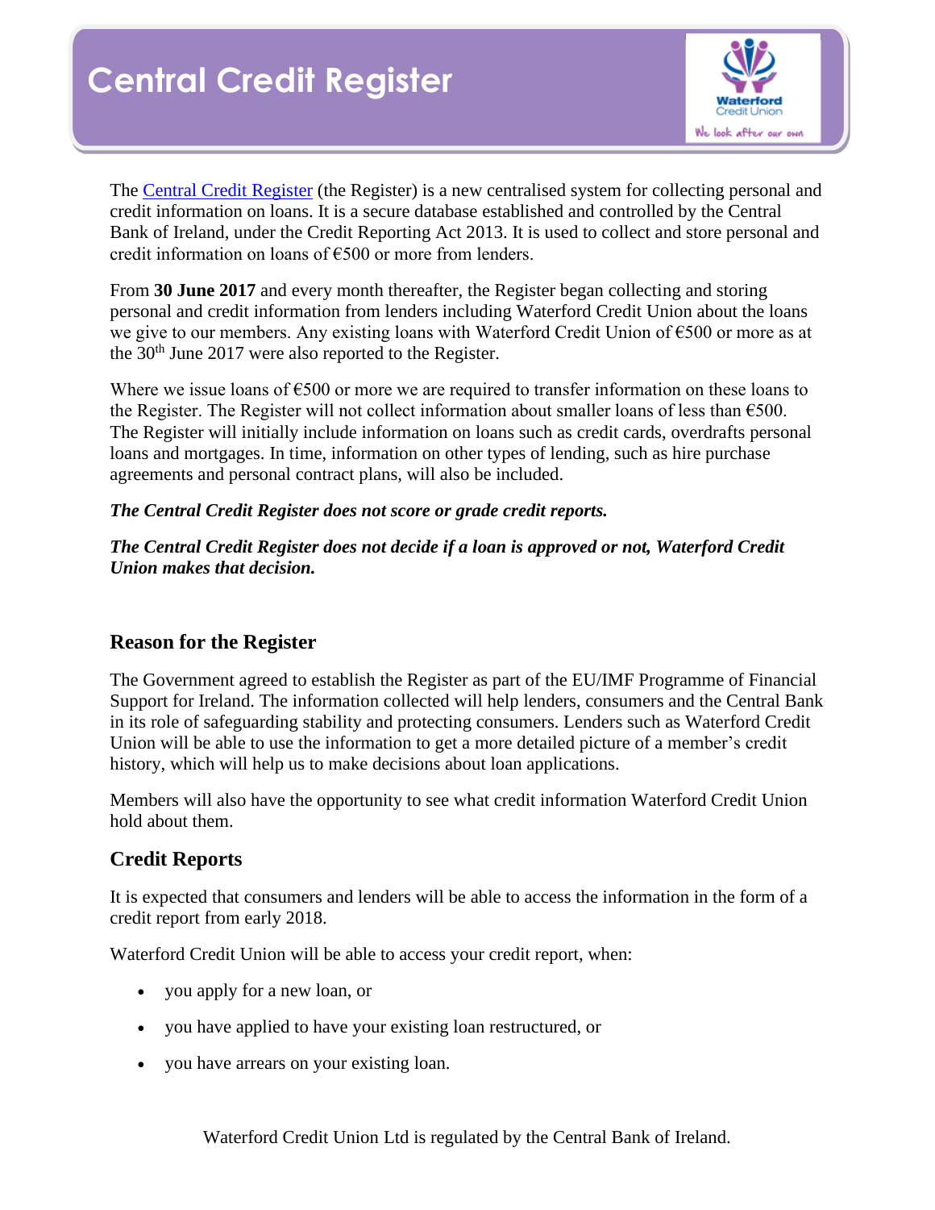# Central Credit Register

The Central Credit Register (the Register) is a new centralised system for collecting personal and credit information on loans. It is a secure database established and controlled by the Central Bank of Ireland, under the Credit Reporting Act 2013. It is used to collect and store personal and credit information on loans of €500 or more from lenders.

From **30 June 2017** and every month thereafter, the Register began collecting and storing personal and credit information from lenders including Waterford Credit Union about the loans we give to our members. Any existing loans with Waterford Credit Union of €500 or more as at the 30th June 2017 were also reported to the Register.

Where we issue loans of €500 or more we are required to transfer information on these loans to the Register. The Register will not collect information about smaller loans of less than €500. The Register will initially include information on loans such as credit cards, overdrafts personal loans and mortgages. In time, information on other types of lending, such as hire purchase agreements and personal contract plans, will also be included.

***The Central Credit Register does not score or grade credit reports.***

***The Central Credit Register does not decide if a loan is approved or not, Waterford Credit Union makes that decision.***

## Reason for the Register

The Government agreed to establish the Register as part of the EU/IMF Programme of Financial Support for Ireland. The information collected will help lenders, consumers and the Central Bank in its role of safeguarding stability and protecting consumers. Lenders such as Waterford Credit Union will be able to use the information to get a more detailed picture of a member's credit history, which will help us to make decisions about loan applications.

Members will also have the opportunity to see what credit information Waterford Credit Union hold about them.

## Credit Reports

It is expected that consumers and lenders will be able to access the information in the form of a credit report from early 2018.

Waterford Credit Union will be able to access your credit report, when:

- you apply for a new loan, or
- you have applied to have your existing loan restructured, or
- you have arrears on your existing loan.

Waterford Credit Union Ltd is regulated by the Central Bank of Ireland.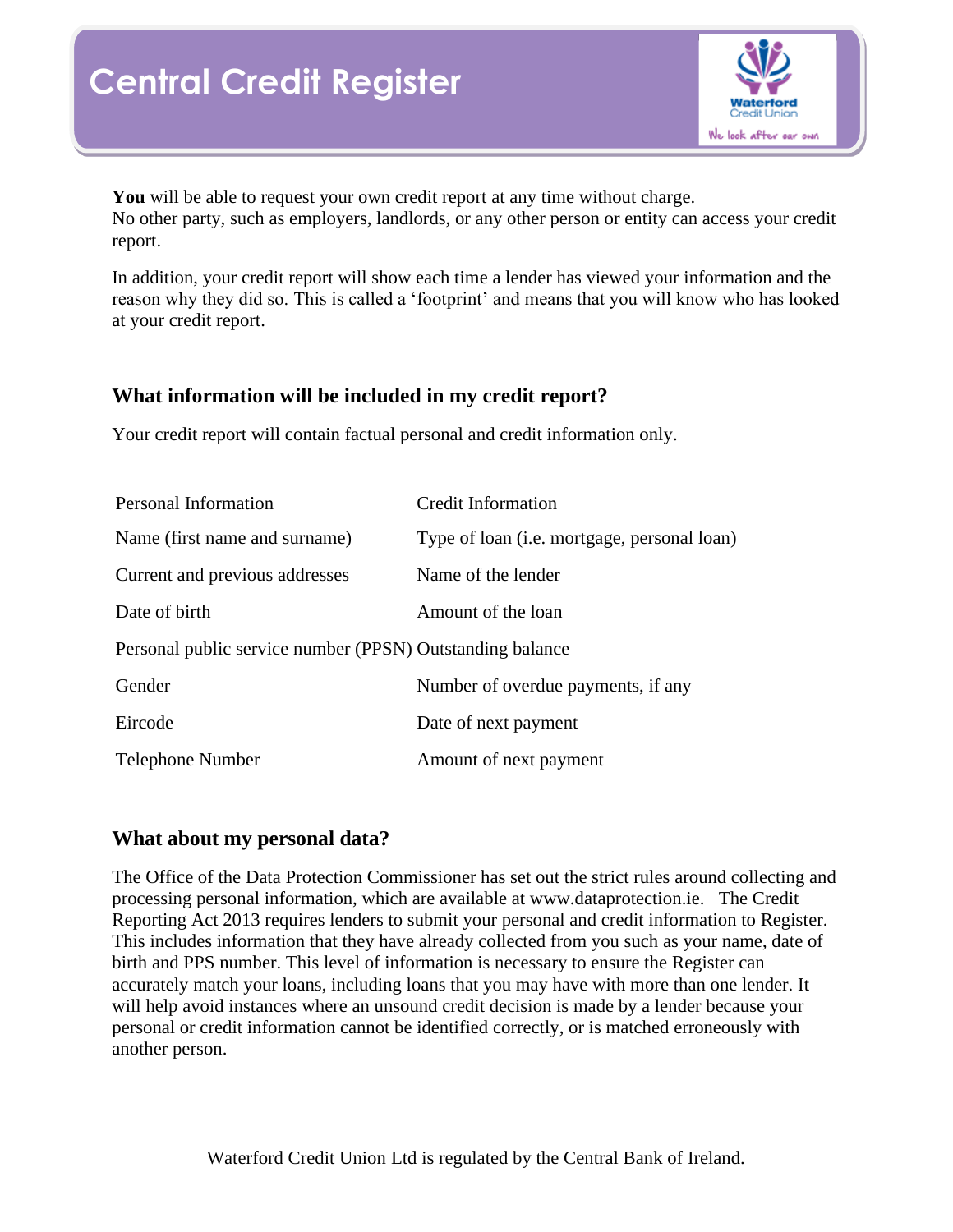# Central Credit Register

**You** will be able to request your own credit report at any time without charge.
No other party, such as employers, landlords, or any other person or entity can access your credit report.

In addition, your credit report will show each time a lender has viewed your information and the reason why they did so. This is called a 'footprint' and means that you will know who has looked at your credit report.

## What information will be included in my credit report?

Your credit report will contain factual personal and credit information only.

| Personal Information | Credit Information |
|---|---|
| Name (first name and surname) | Type of loan (i.e. mortgage, personal loan) |
| Current and previous addresses | Name of the lender |
| Date of birth | Amount of the loan |
| Personal public service number (PPSN) | Outstanding balance |
| Gender | Number of overdue payments, if any |
| Eircode | Date of next payment |
| Telephone Number | Amount of next payment |

## What about my personal data?

The Office of the Data Protection Commissioner has set out the strict rules around collecting and processing personal information, which are available at www.dataprotection.ie. The Credit Reporting Act 2013 requires lenders to submit your personal and credit information to Register. This includes information that they have already collected from you such as your name, date of birth and PPS number. This level of information is necessary to ensure the Register can accurately match your loans, including loans that you may have with more than one lender. It will help avoid instances where an unsound credit decision is made by a lender because your personal or credit information cannot be identified correctly, or is matched erroneously with another person.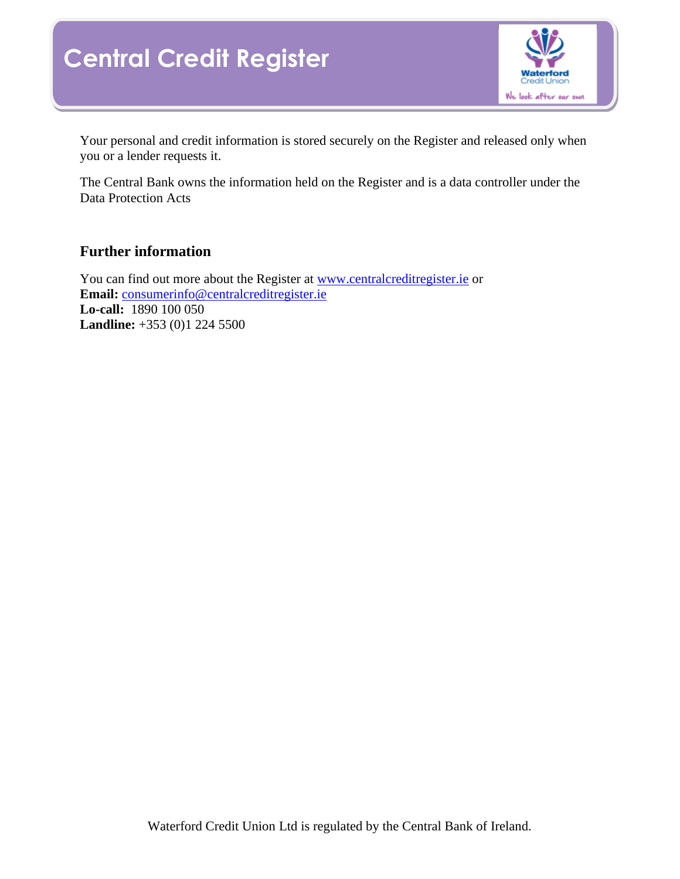# Central Credit Register

Your personal and credit information is stored securely on the Register and released only when you or a lender requests it.

The Central Bank owns the information held on the Register and is a data controller under the Data Protection Acts

## Further information

You can find out more about the Register at www.centralcreditregister.ie or
**Email:** consumerinfo@centralcreditregister.ie
**Lo-call:** 1890 100 050
**Landline:** +353 (0)1 224 5500

Waterford Credit Union Ltd is regulated by the Central Bank of Ireland.